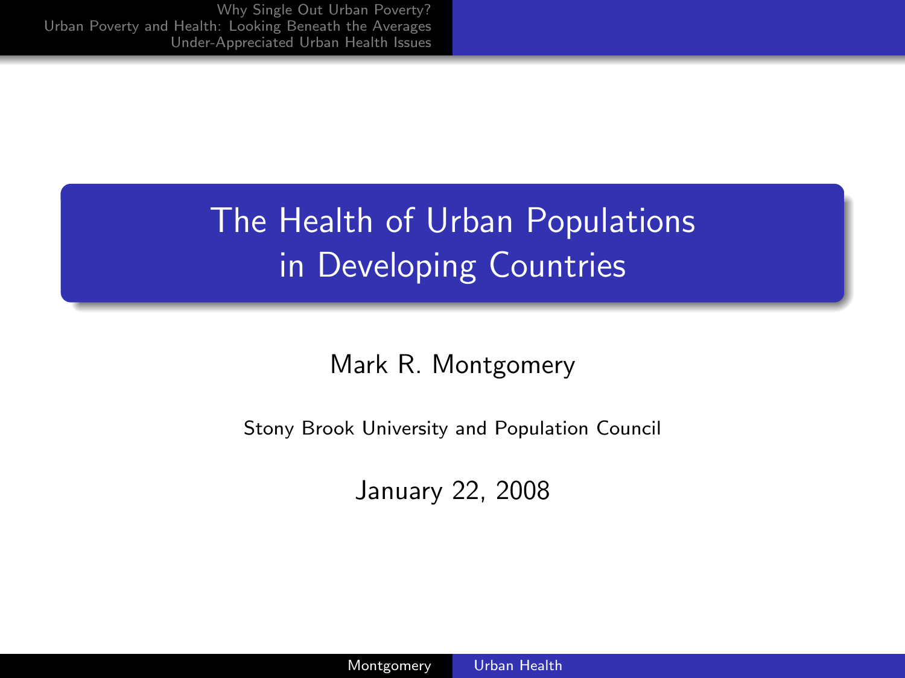# The Health of Urban Populations in Developing Countries

Mark R. Montgomery

Stony Brook University and Population Council

January 22, 2008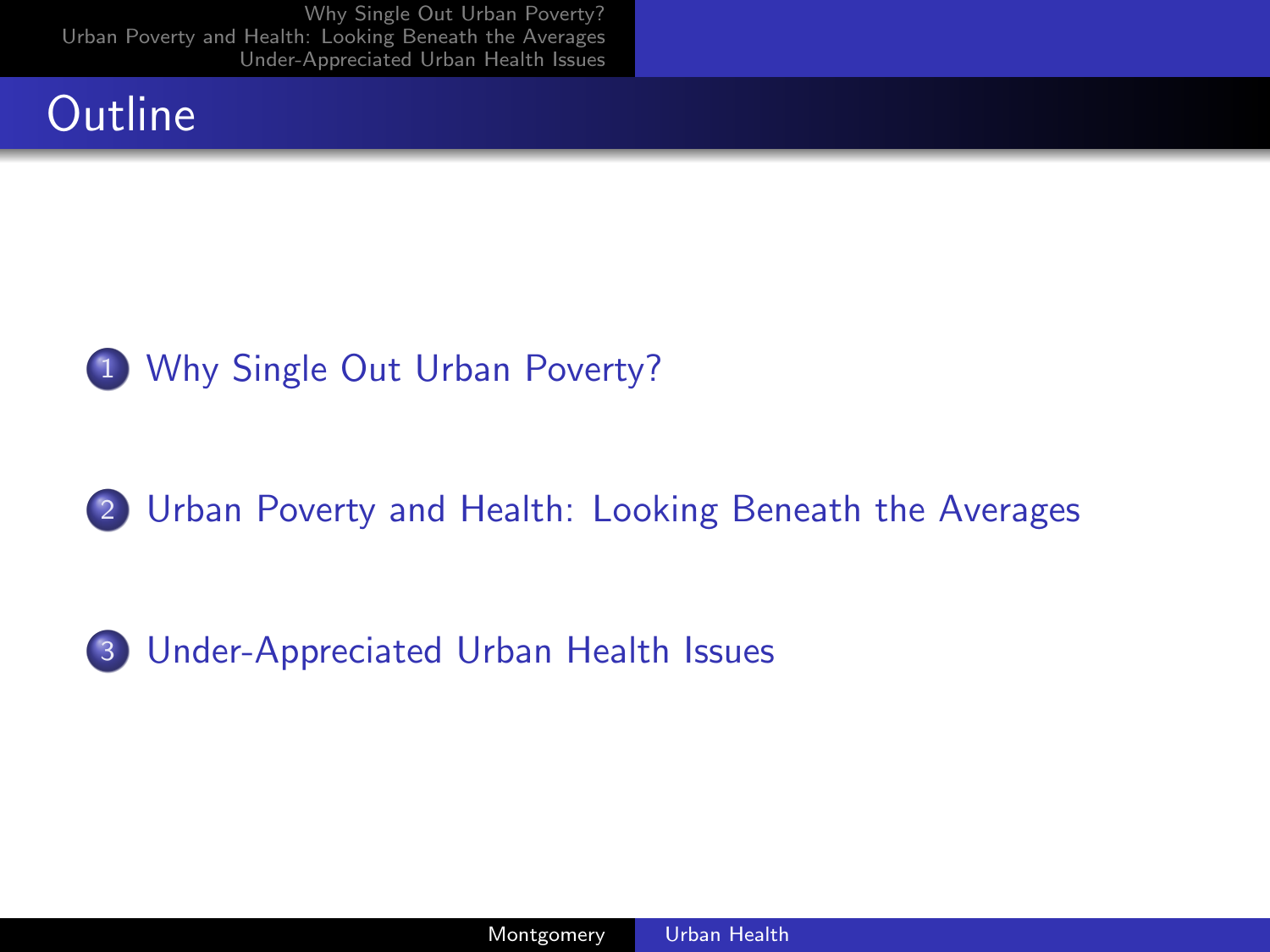# Outline

1. Why Single Out Urban Poverty?
2. Urban Poverty and Health: Looking Beneath the Averages
3. Under-Appreciated Urban Health Issues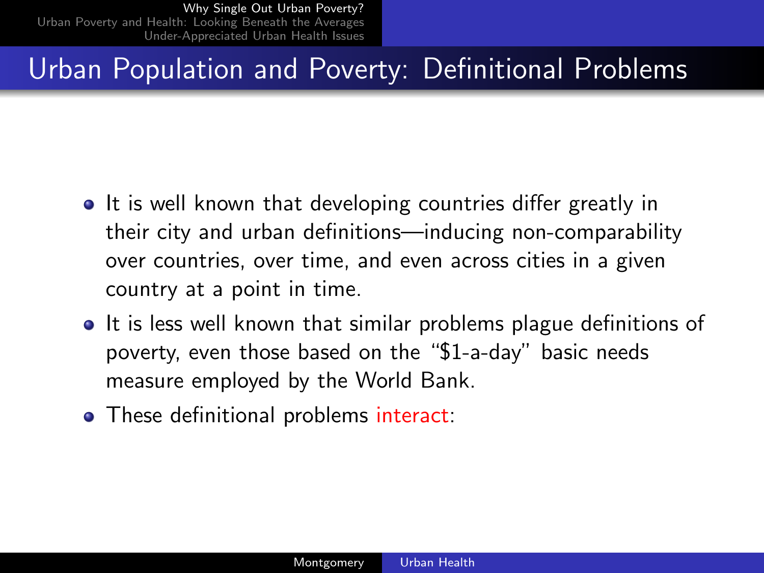## Urban Population and Poverty: Definitional Problems

- It is well known that developing countries differ greatly in their city and urban definitions—inducing non-comparability over countries, over time, and even across cities in a given country at a point in time.
- It is less well known that similar problems plague definitions of poverty, even those based on the "$1-a-day" basic needs measure employed by the World Bank.
- These definitional problems interact: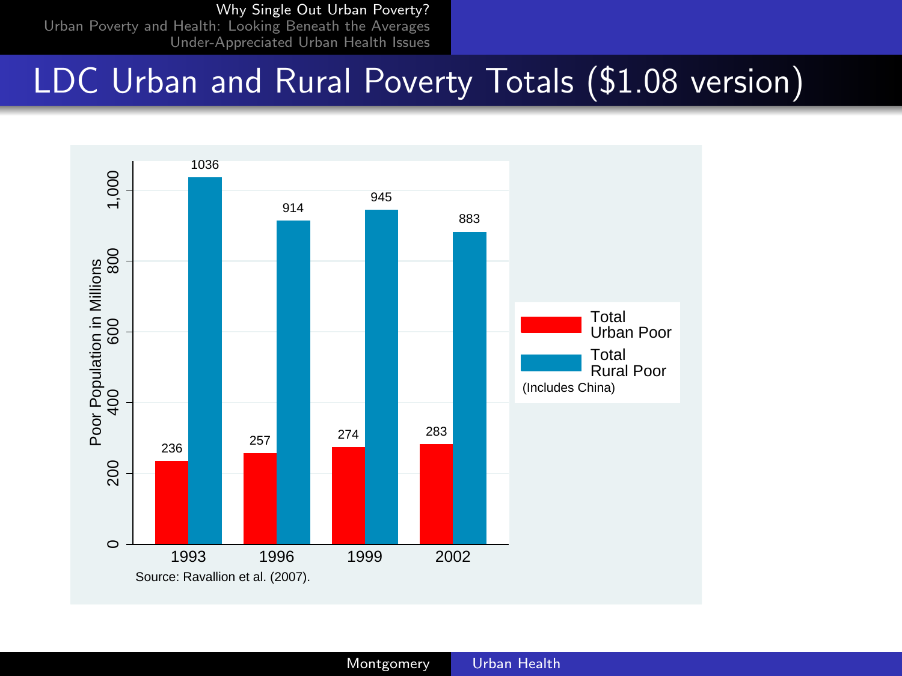# LDC Urban and Rural Poverty Totals ($1.08 version)

| Year | Total Urban Poor | Total Rural Poor |
|---|---|---|
| 1993 | 236 | 1036 |
| 1996 | 257 | 914 |
| 1999 | 274 | 945 |
| 2002 | 283 | 883 |

Poor Population in Millions (Includes China)

Source: Ravallion et al. (2007).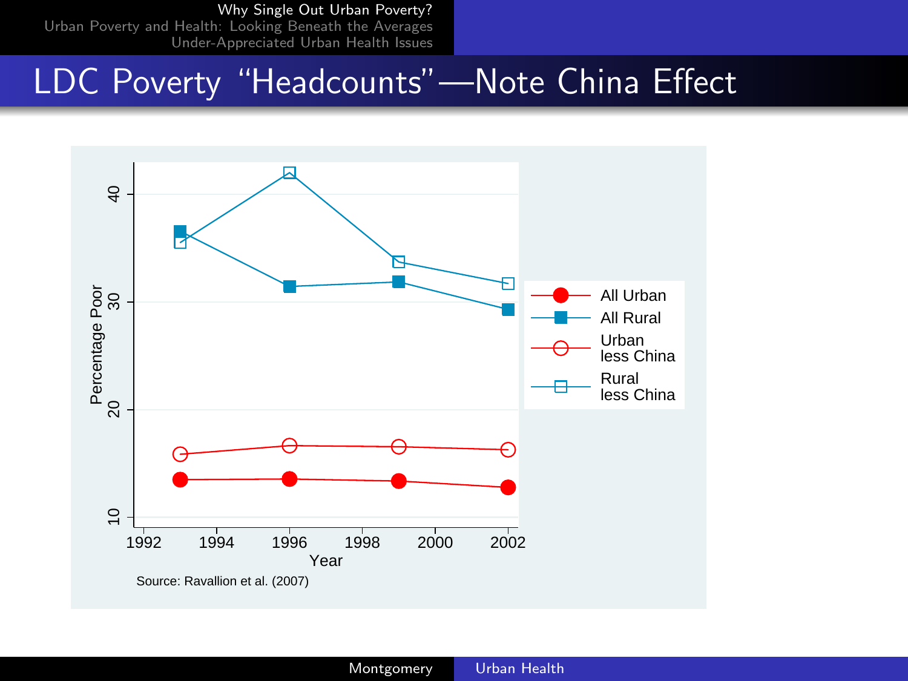# LDC Poverty "Headcounts"—Note China Effect

Source: Ravallion et al. (2007)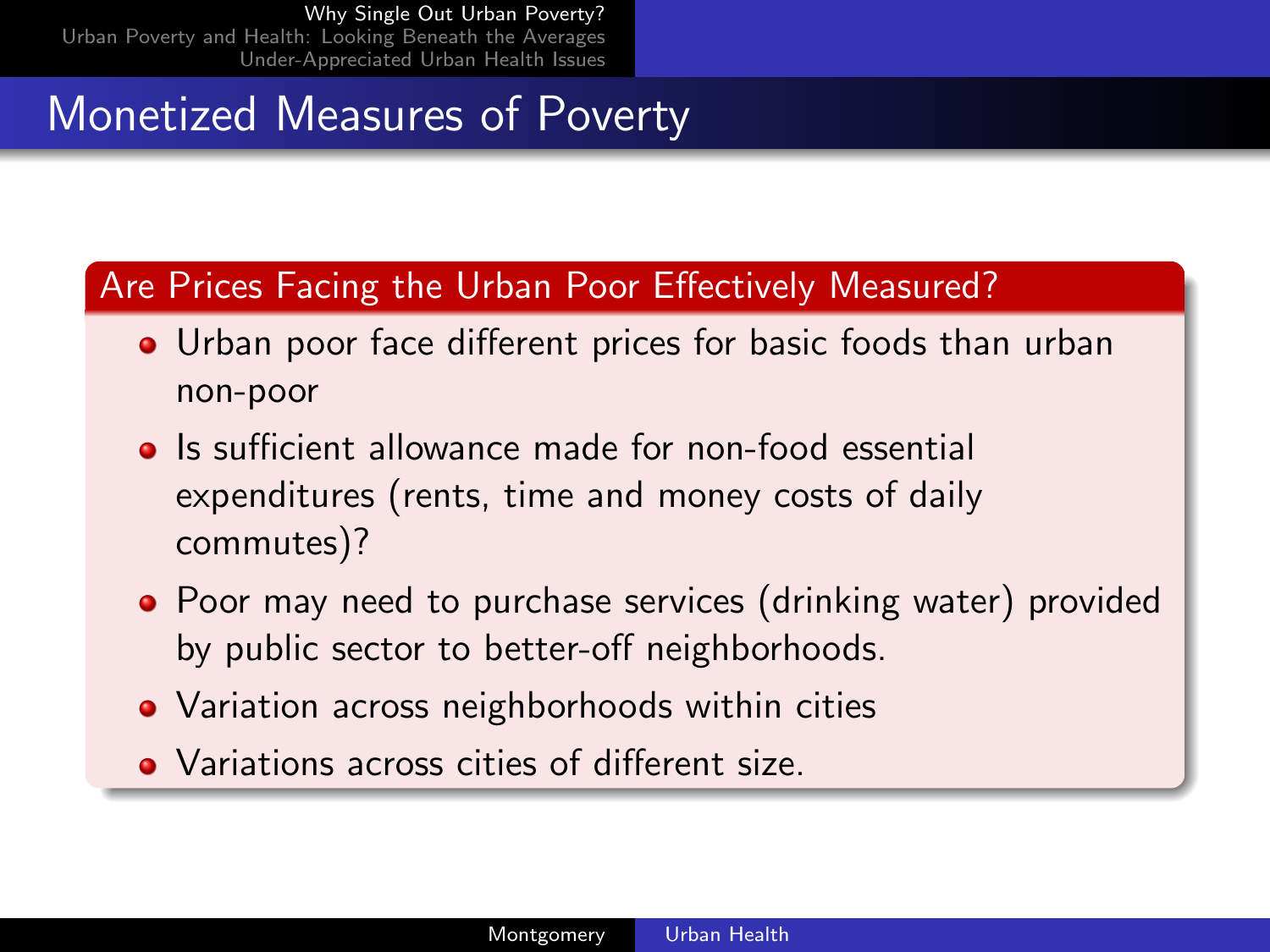# Monetized Measures of Poverty

## Are Prices Facing the Urban Poor Effectively Measured?

- Urban poor face different prices for basic foods than urban non-poor
- Is sufficient allowance made for non-food essential expenditures (rents, time and money costs of daily commutes)?
- Poor may need to purchase services (drinking water) provided by public sector to better-off neighborhoods.
- Variation across neighborhoods within cities
- Variations across cities of different size.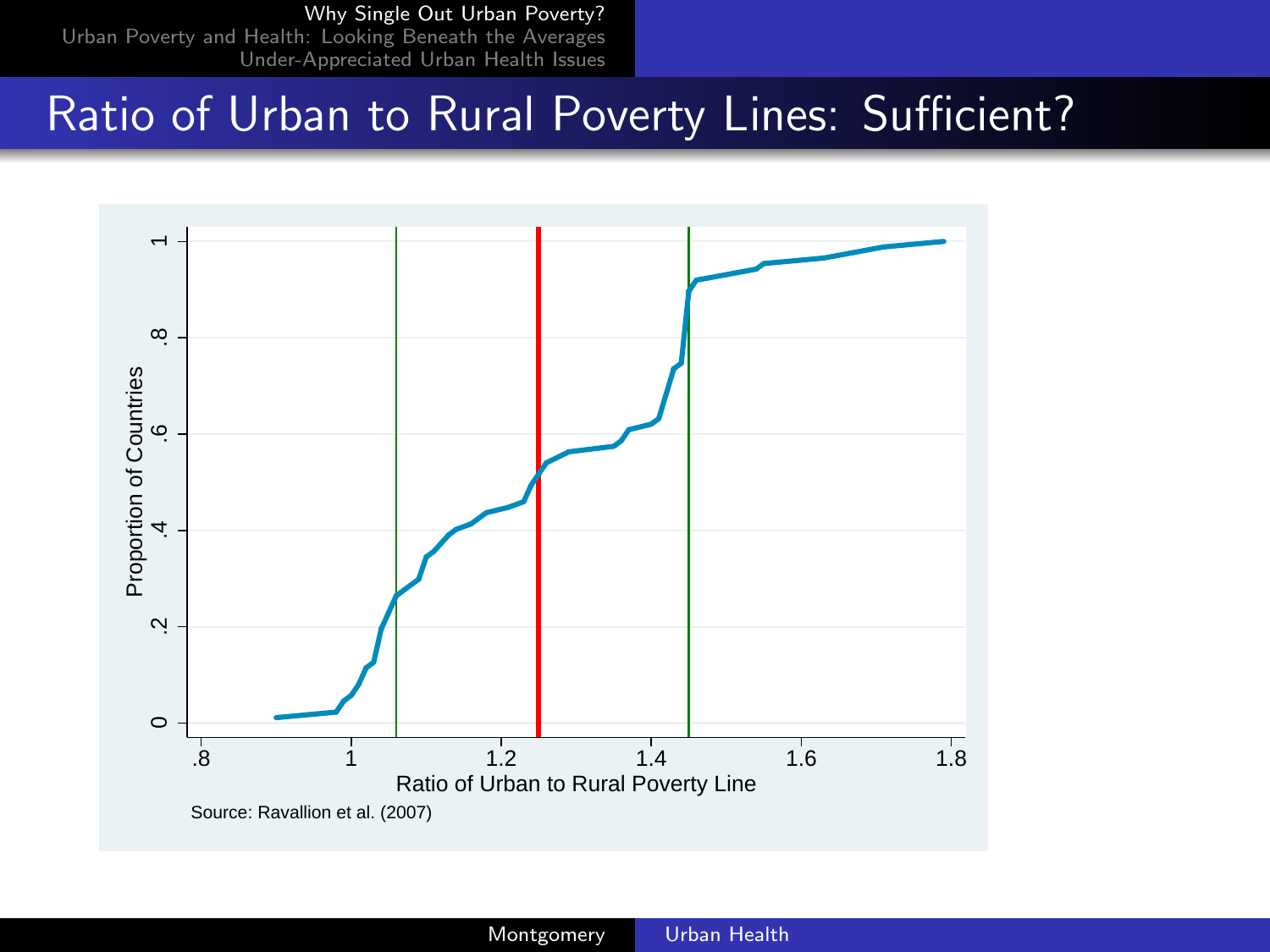# Ratio of Urban to Rural Poverty Lines: Sufficient?

Proportion of Countries

Ratio of Urban to Rural Poverty Line

Source: Ravallion et al. (2007)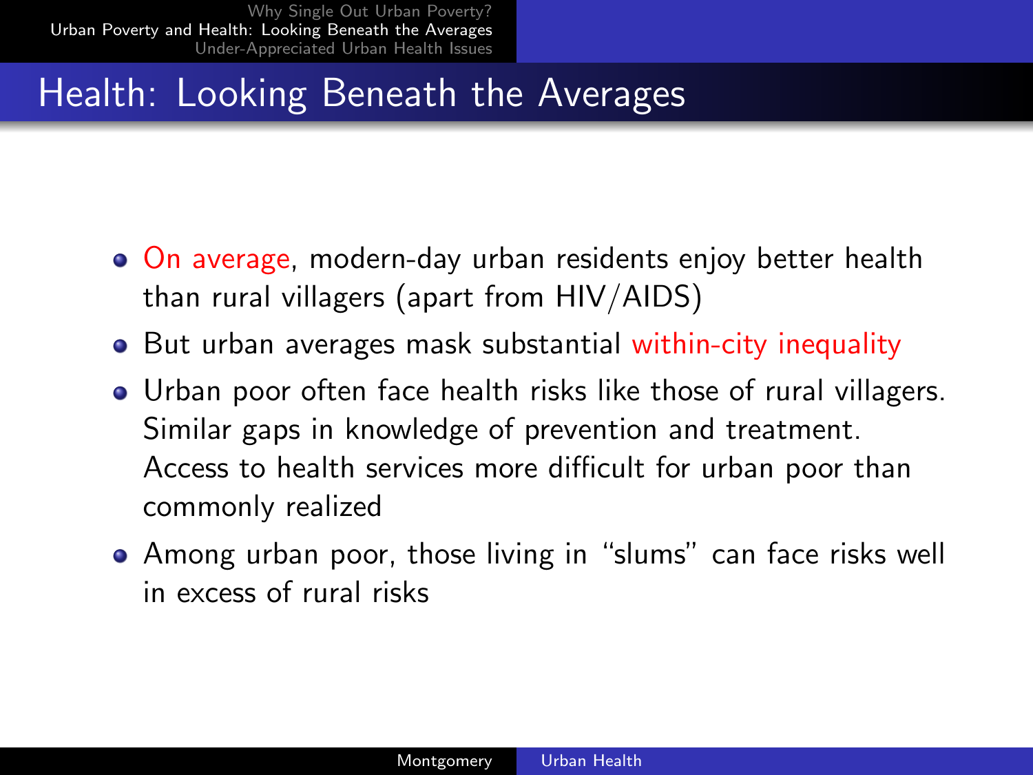## Health: Looking Beneath the Averages

- On average, modern-day urban residents enjoy better health than rural villagers (apart from HIV/AIDS)
- But urban averages mask substantial within-city inequality
- Urban poor often face health risks like those of rural villagers. Similar gaps in knowledge of prevention and treatment. Access to health services more difficult for urban poor than commonly realized
- Among urban poor, those living in "slums" can face risks well in excess of rural risks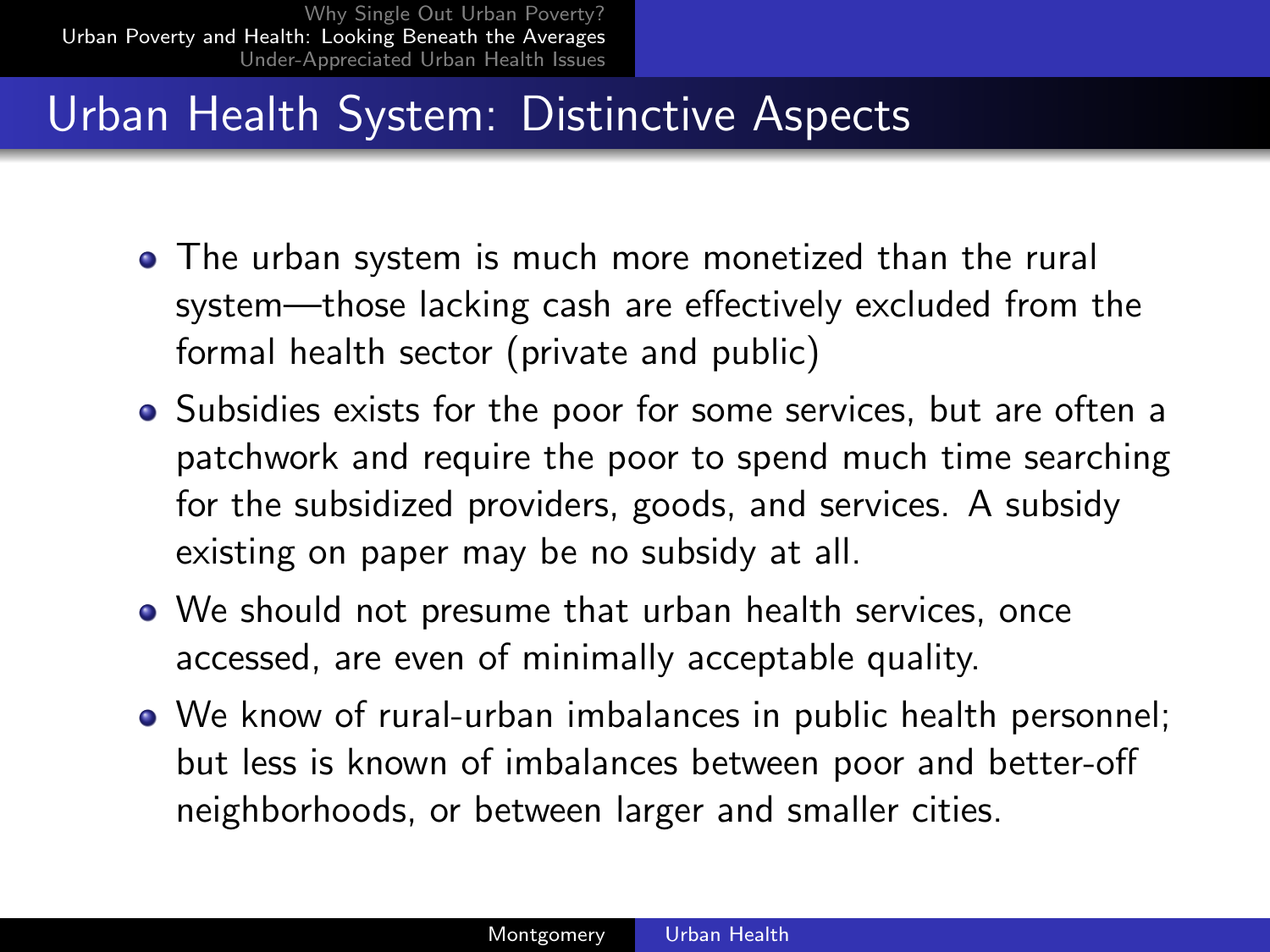## Urban Health System: Distinctive Aspects

- The urban system is much more monetized than the rural system—those lacking cash are effectively excluded from the formal health sector (private and public)
- Subsidies exists for the poor for some services, but are often a patchwork and require the poor to spend much time searching for the subsidized providers, goods, and services. A subsidy existing on paper may be no subsidy at all.
- We should not presume that urban health services, once accessed, are even of minimally acceptable quality.
- We know of rural-urban imbalances in public health personnel; but less is known of imbalances between poor and better-off neighborhoods, or between larger and smaller cities.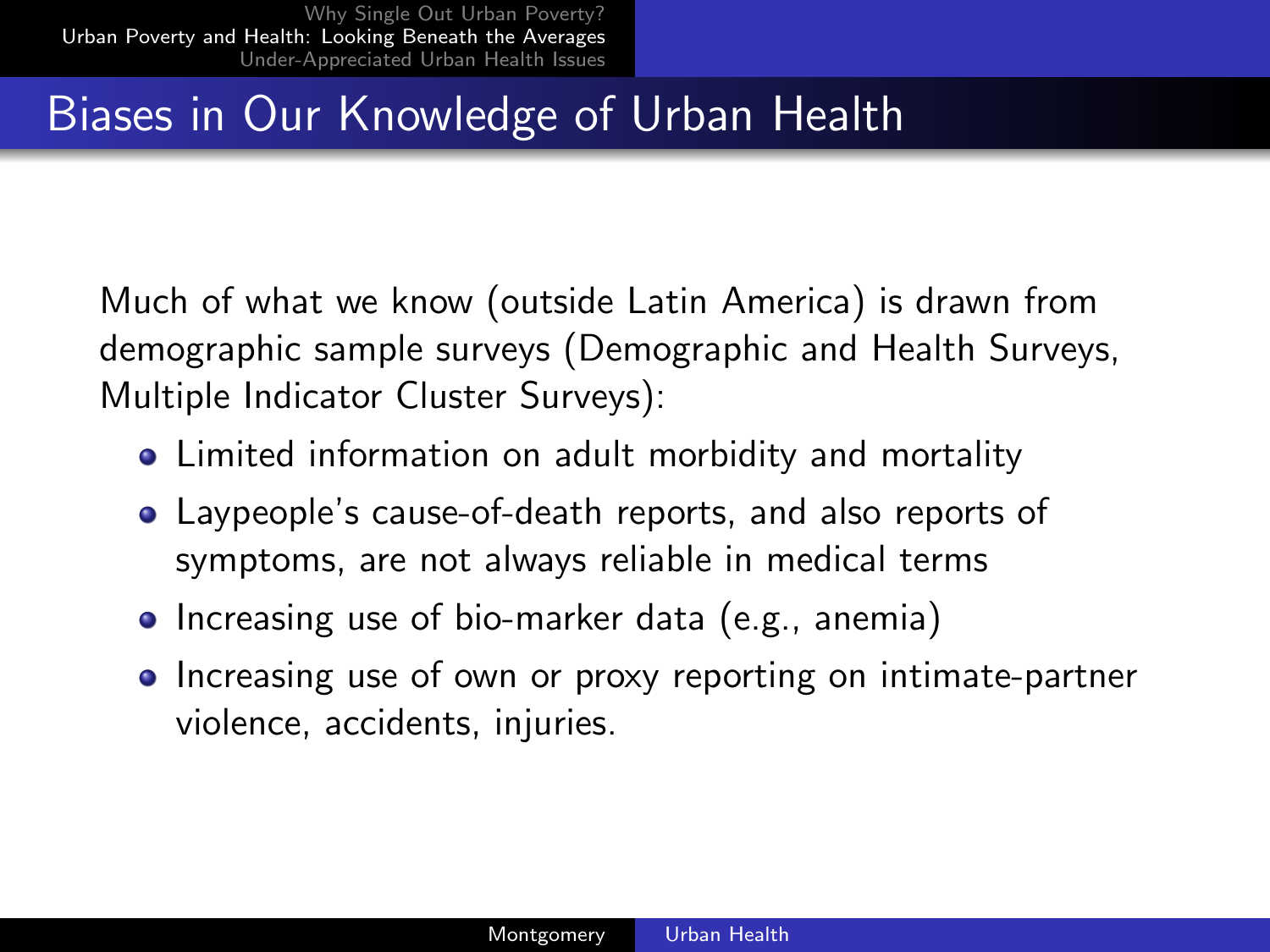# Biases in Our Knowledge of Urban Health

Much of what we know (outside Latin America) is drawn from demographic sample surveys (Demographic and Health Surveys, Multiple Indicator Cluster Surveys):

- Limited information on adult morbidity and mortality
- Laypeople's cause-of-death reports, and also reports of symptoms, are not always reliable in medical terms
- Increasing use of bio-marker data (e.g., anemia)
- Increasing use of own or proxy reporting on intimate-partner violence, accidents, injuries.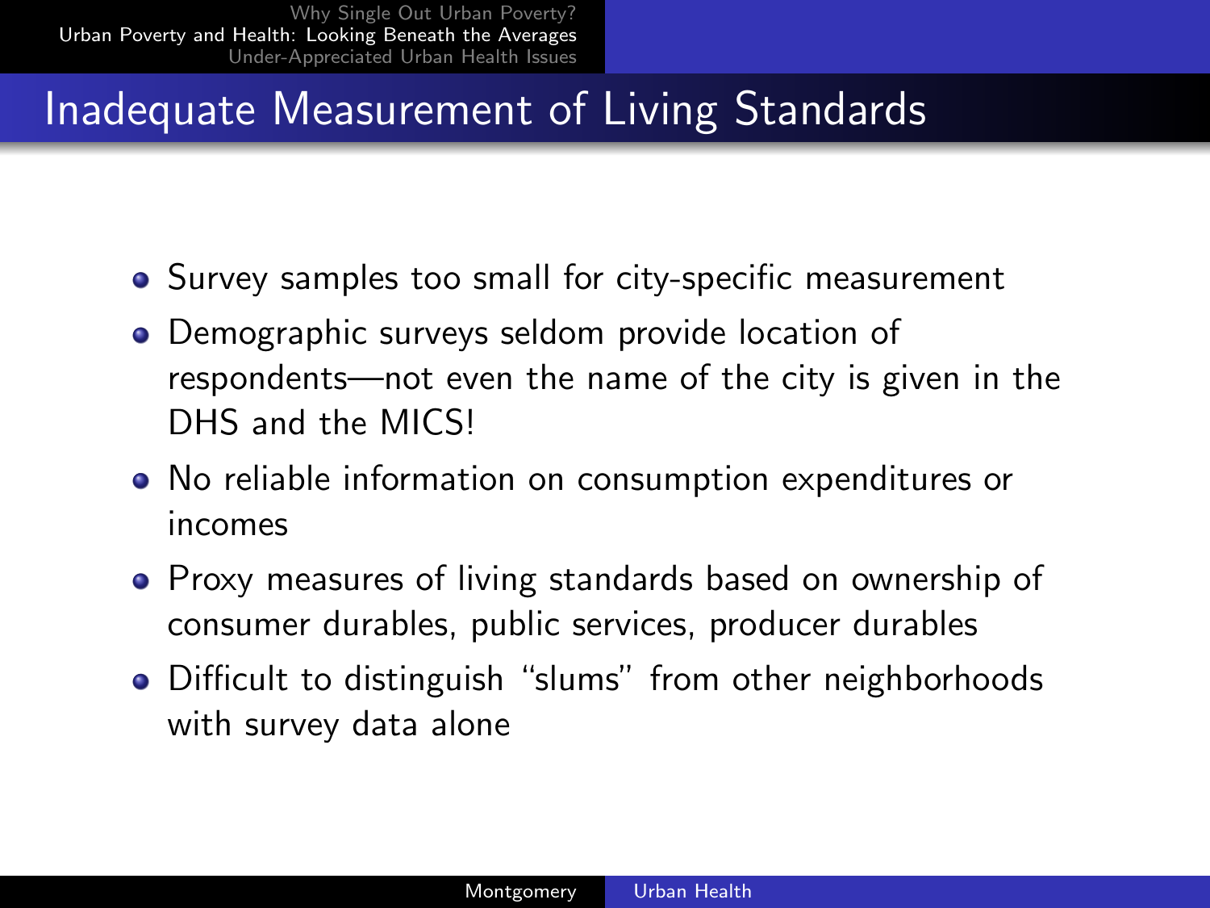# Inadequate Measurement of Living Standards

- Survey samples too small for city-specific measurement
- Demographic surveys seldom provide location of respondents—not even the name of the city is given in the DHS and the MICS!
- No reliable information on consumption expenditures or incomes
- Proxy measures of living standards based on ownership of consumer durables, public services, producer durables
- Difficult to distinguish "slums" from other neighborhoods with survey data alone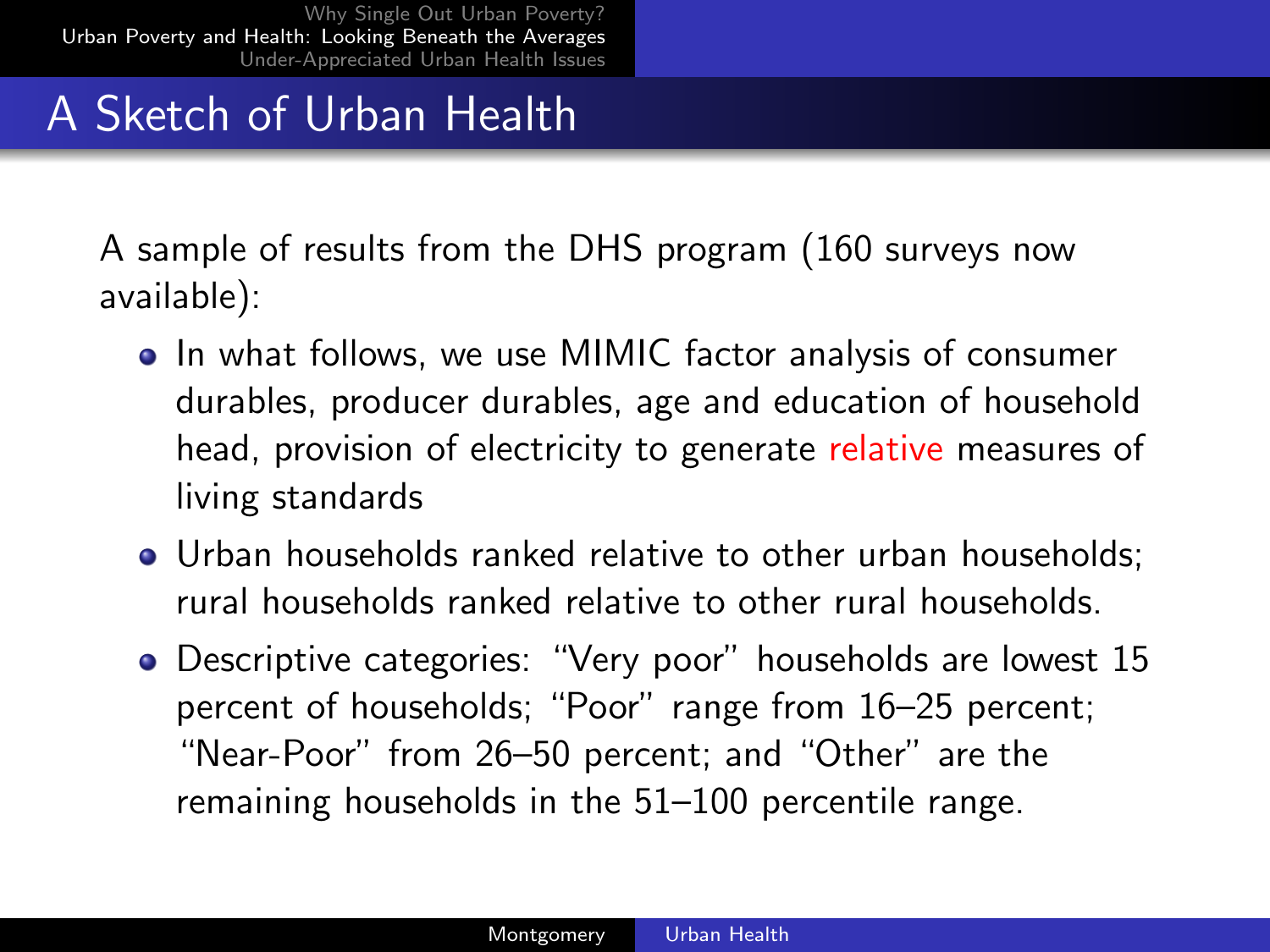# A Sketch of Urban Health

A sample of results from the DHS program (160 surveys now available):

- In what follows, we use MIMIC factor analysis of consumer durables, producer durables, age and education of household head, provision of electricity to generate relative measures of living standards
- Urban households ranked relative to other urban households; rural households ranked relative to other rural households.
- Descriptive categories: "Very poor" households are lowest 15 percent of households; "Poor" range from 16–25 percent; "Near-Poor" from 26–50 percent; and "Other" are the remaining households in the 51–100 percentile range.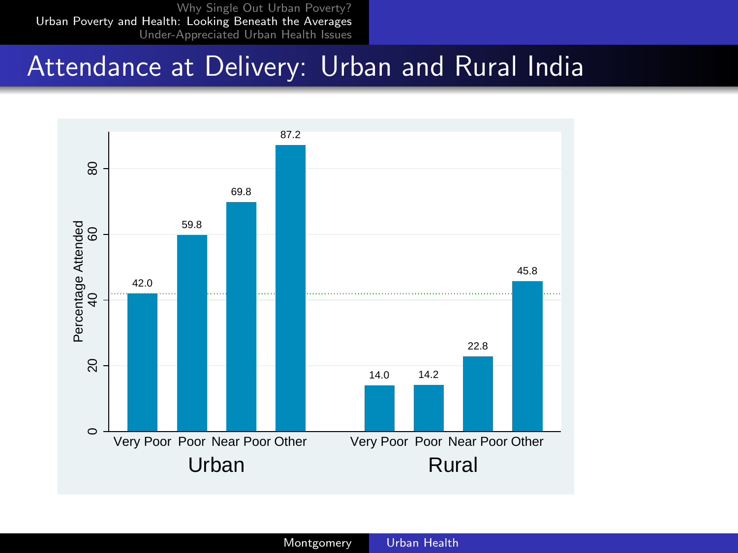# Attendance at Delivery: Urban and Rural India

| | Very Poor | Poor | Near Poor | Other |
|---|---|---|---|---|
| Urban | 42.0 | 59.8 | 69.8 | 87.2 |
| Rural | 14.0 | 14.2 | 22.8 | 45.8 |

Percentage Attended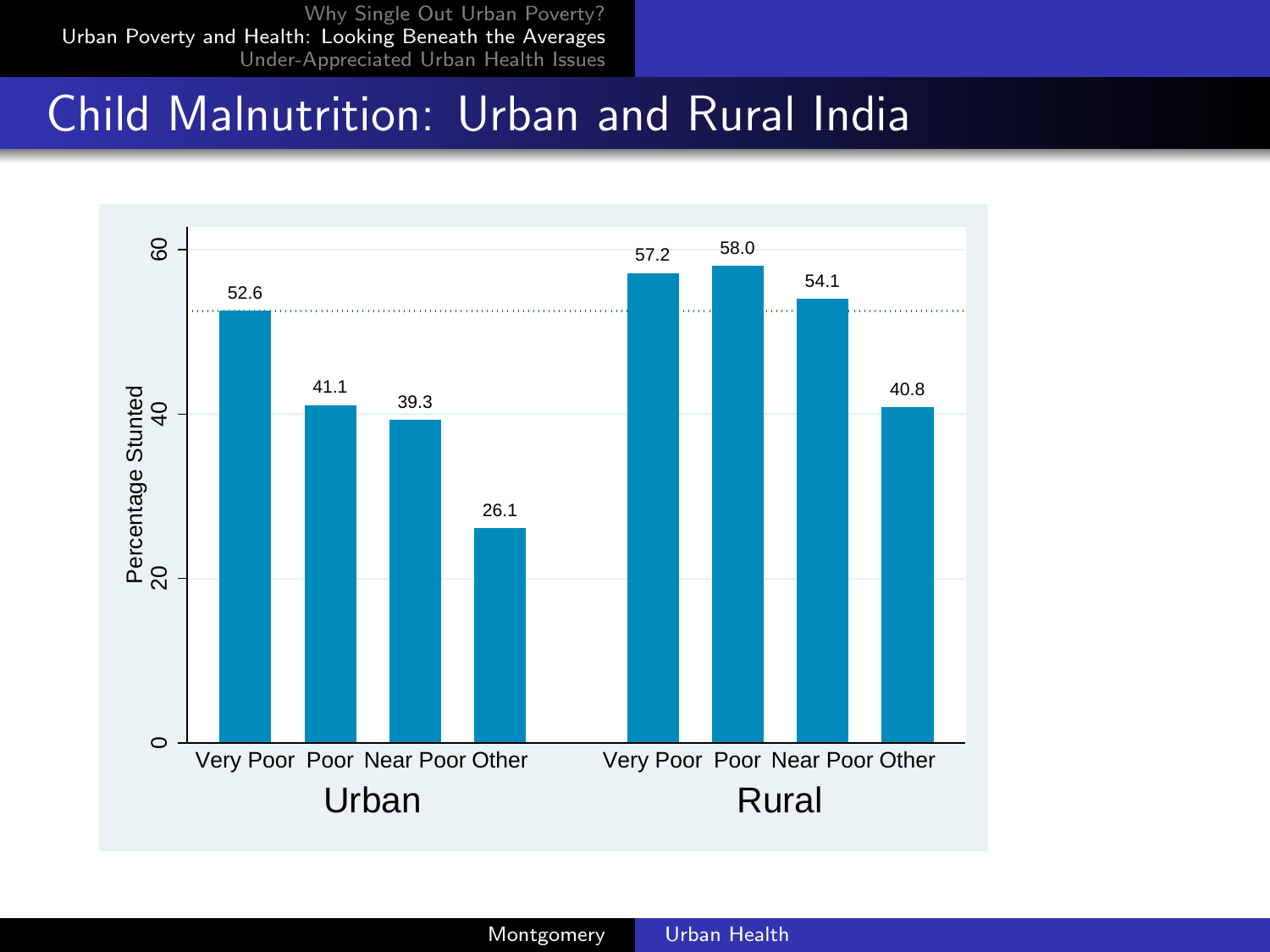# Child Malnutrition: Urban and Rural India

| | Very Poor | Poor | Near Poor | Other |
|---|---|---|---|---|
| Urban | 52.6 | 41.1 | 39.3 | 26.1 |
| Rural | 57.2 | 58.0 | 54.1 | 40.8 |

Percentage Stunted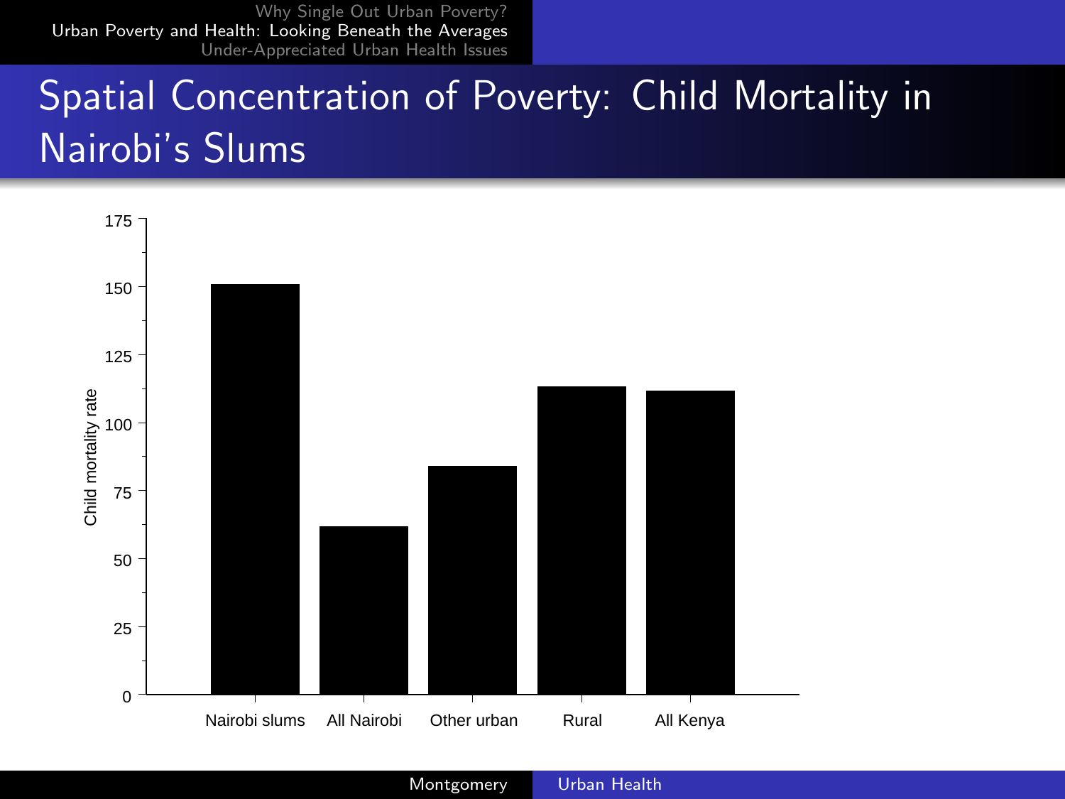# Spatial Concentration of Poverty: Child Mortality in Nairobi's Slums

| Category | Child mortality rate |
|---|---|
| Nairobi slums | ~151 |
| All Nairobi | ~62 |
| Other urban | ~84 |
| Rural | ~113 |
| All Kenya | ~112 |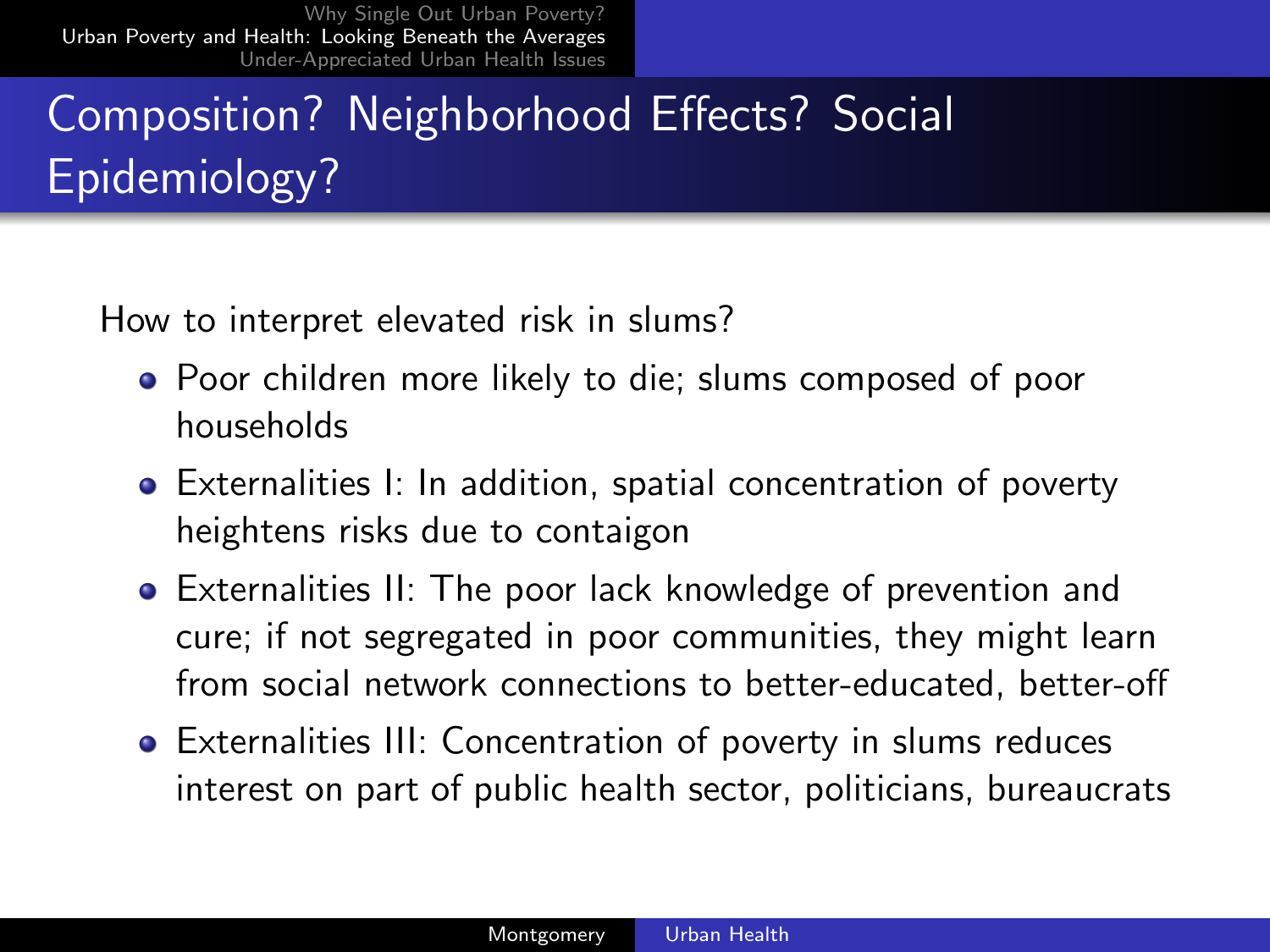# Composition? Neighborhood Effects? Social Epidemiology?

How to interpret elevated risk in slums?

- Poor children more likely to die; slums composed of poor households
- Externalities I: In addition, spatial concentration of poverty heightens risks due to contaigon
- Externalities II: The poor lack knowledge of prevention and cure; if not segregated in poor communities, they might learn from social network connections to better-educated, better-off
- Externalities III: Concentration of poverty in slums reduces interest on part of public health sector, politicians, bureaucrats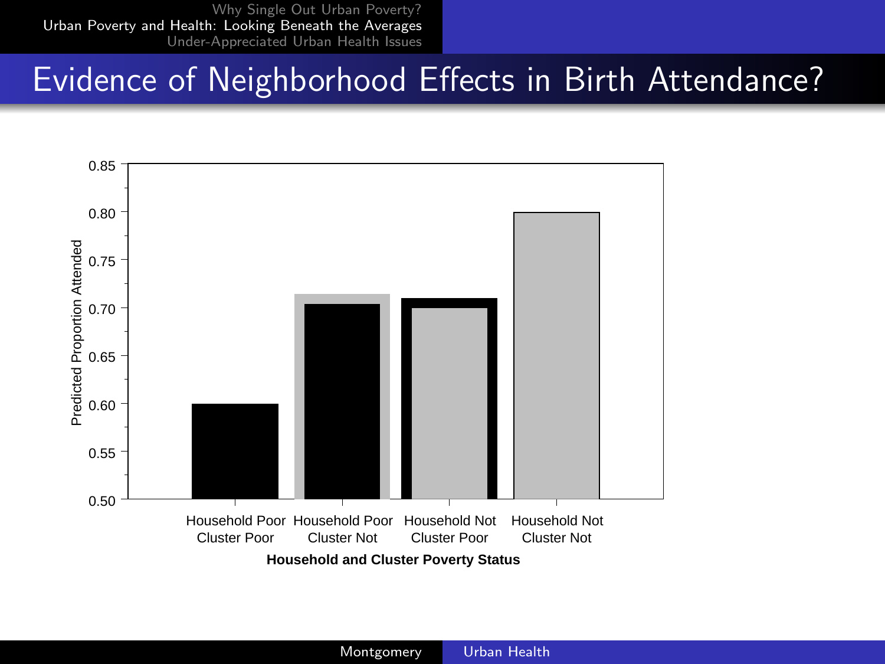# Evidence of Neighborhood Effects in Birth Attendance?

| Household and Cluster Poverty Status | Predicted Proportion Attended |
|---|---|
| Household Poor Cluster Poor | 0.60 |
| Household Poor Cluster Not | 0.705 (outer bar 0.715) |
| Household Not Cluster Poor | 0.70 (outer bar 0.71) |
| Household Not Cluster Not | 0.80 |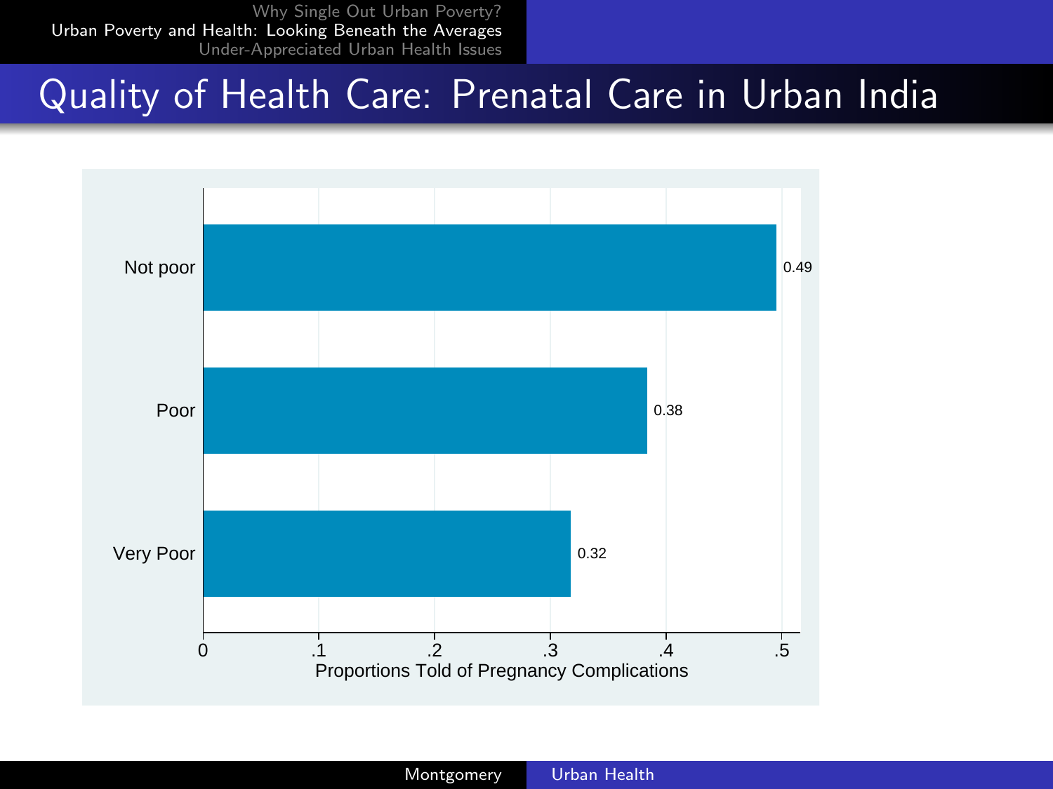# Quality of Health Care: Prenatal Care in Urban India

| | Proportions Told of Pregnancy Complications |
| --- | --- |
| Not poor | 0.49 |
| Poor | 0.38 |
| Very Poor | 0.32 |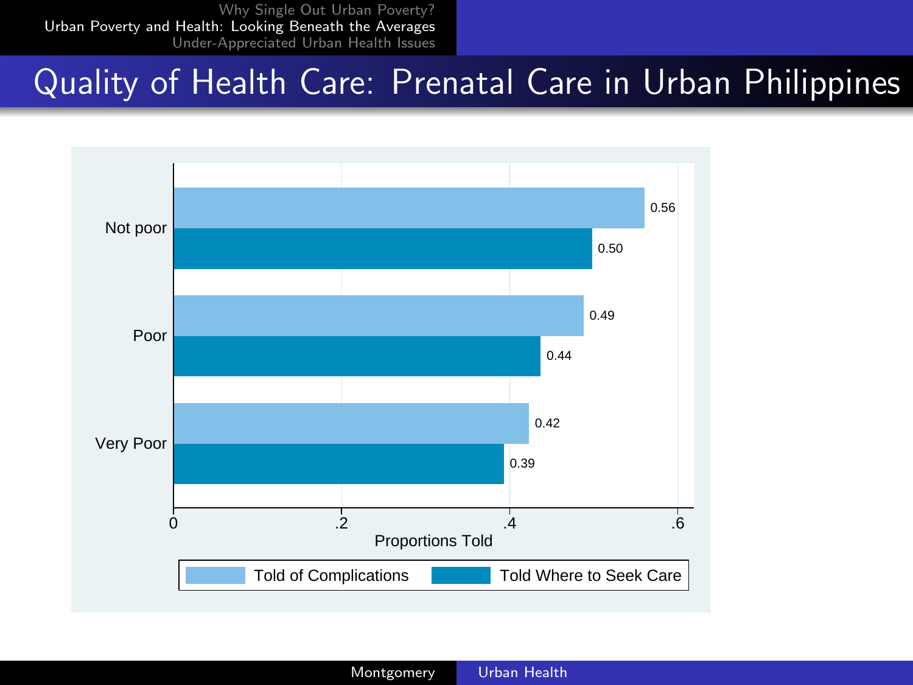# Quality of Health Care: Prenatal Care in Urban Philippines

| | Told of Complications | Told Where to Seek Care |
|---|---|---|
| Not poor | 0.56 | 0.50 |
| Poor | 0.49 | 0.44 |
| Very Poor | 0.42 | 0.39 |

Proportions Told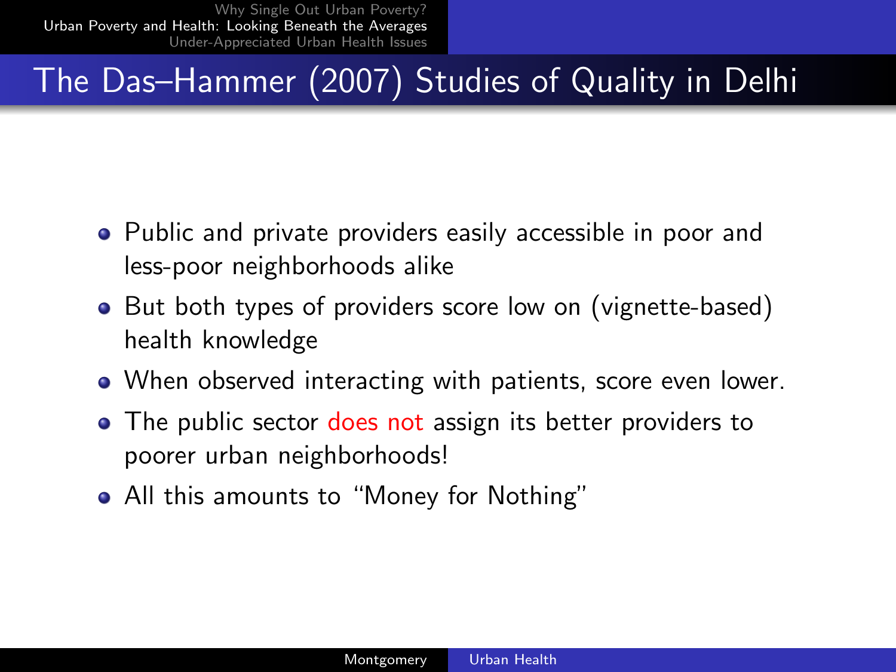# The Das–Hammer (2007) Studies of Quality in Delhi

- Public and private providers easily accessible in poor and less-poor neighborhoods alike
- But both types of providers score low on (vignette-based) health knowledge
- When observed interacting with patients, score even lower.
- The public sector does not assign its better providers to poorer urban neighborhoods!
- All this amounts to "Money for Nothing"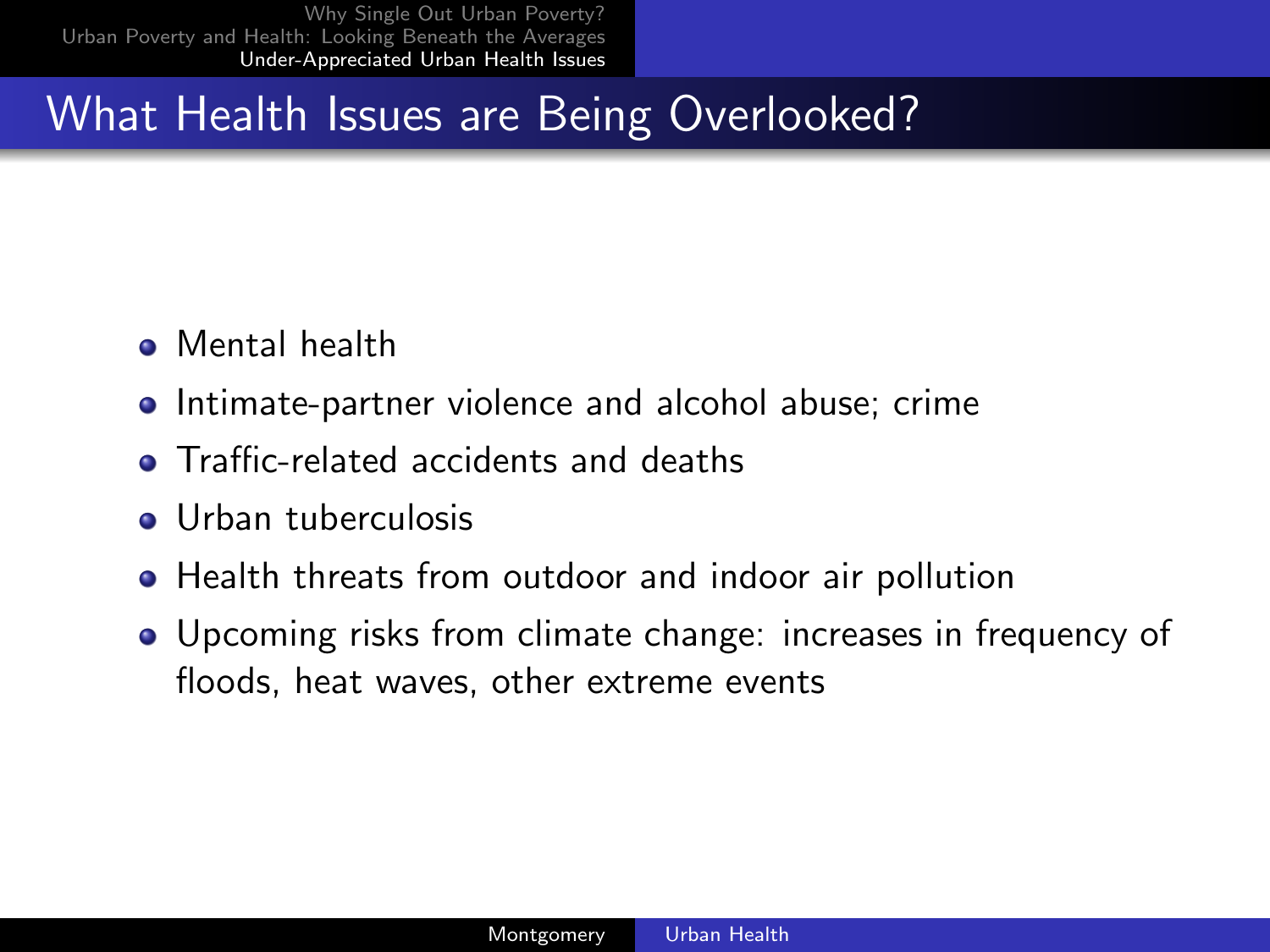# What Health Issues are Being Overlooked?

- Mental health
- Intimate-partner violence and alcohol abuse; crime
- Traffic-related accidents and deaths
- Urban tuberculosis
- Health threats from outdoor and indoor air pollution
- Upcoming risks from climate change: increases in frequency of floods, heat waves, other extreme events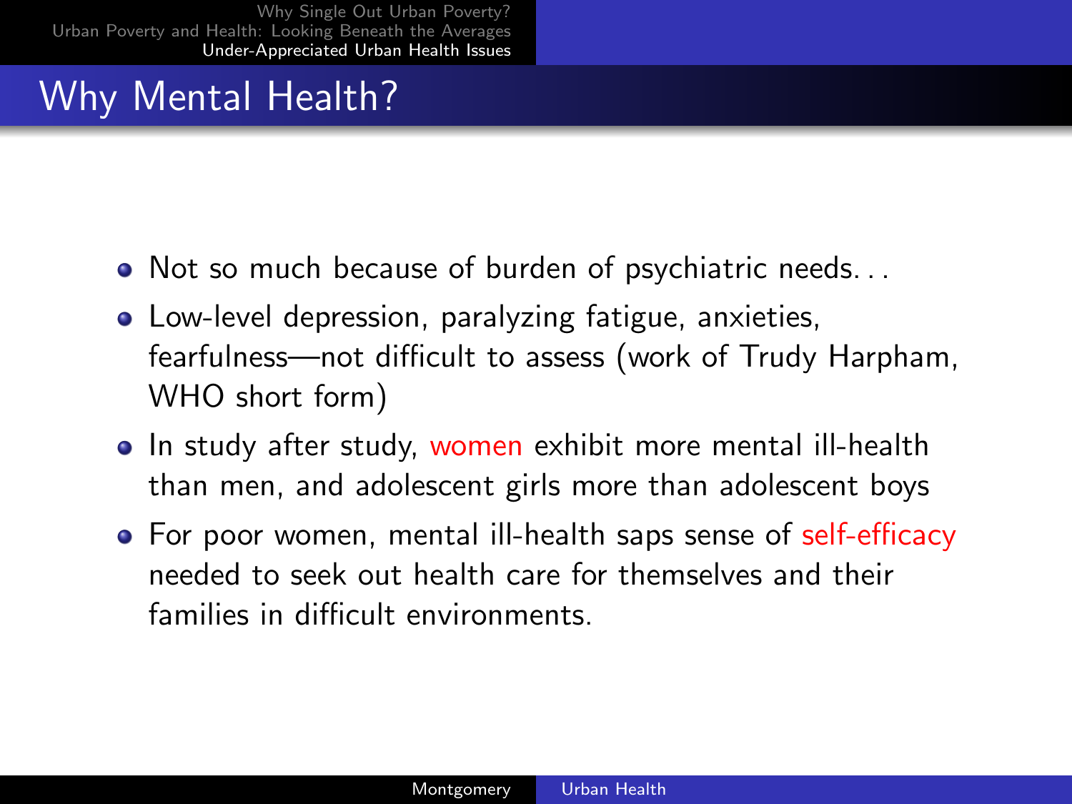# Why Mental Health?

- Not so much because of burden of psychiatric needs. . .
- Low-level depression, paralyzing fatigue, anxieties, fearfulness—not difficult to assess (work of Trudy Harpham, WHO short form)
- In study after study, women exhibit more mental ill-health than men, and adolescent girls more than adolescent boys
- For poor women, mental ill-health saps sense of self-efficacy needed to seek out health care for themselves and their families in difficult environments.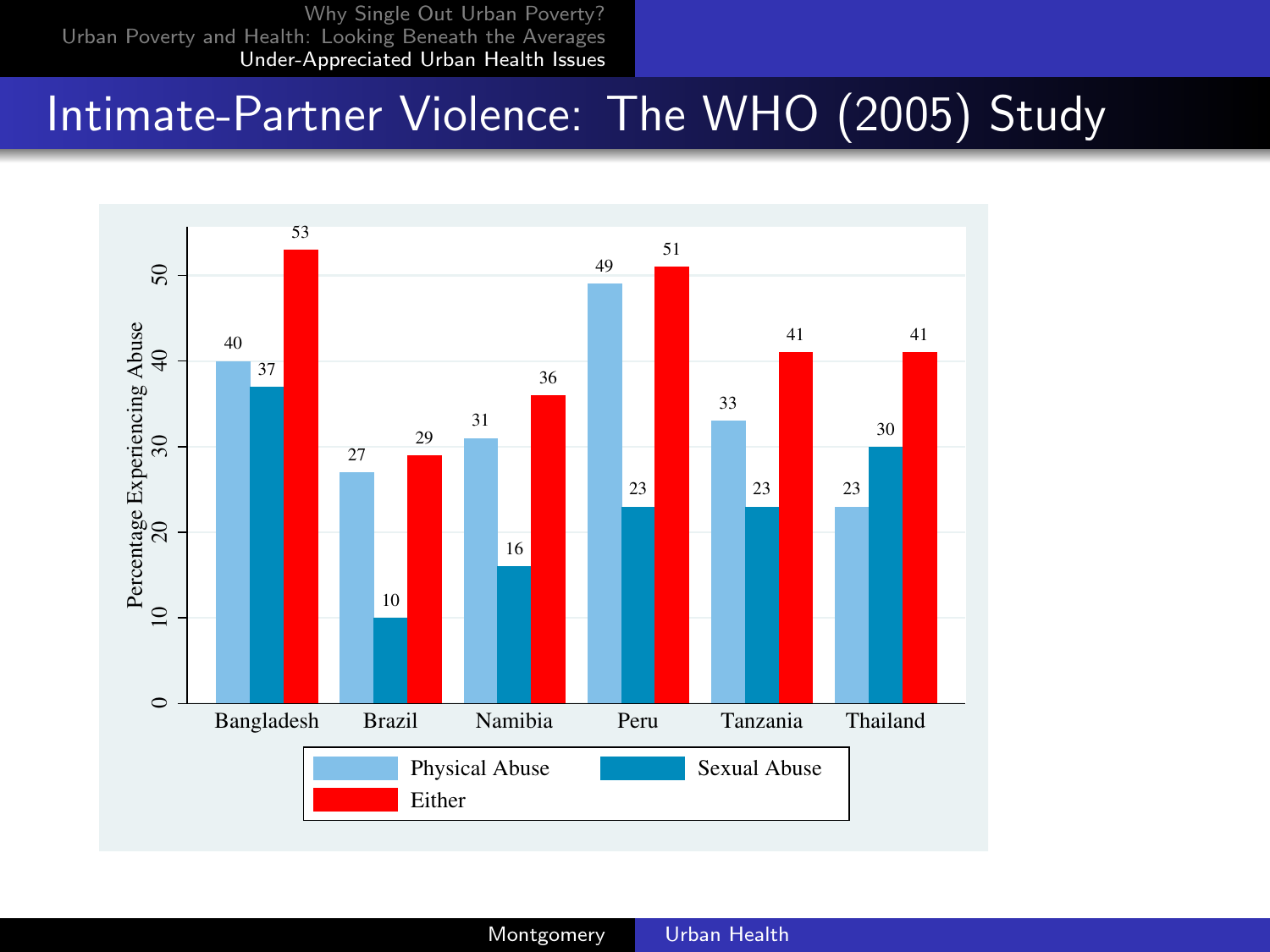# Intimate-Partner Violence: The WHO (2005) Study

| Country | Physical Abuse | Sexual Abuse | Either |
|---|---|---|---|
| Bangladesh | 40 | 37 | 53 |
| Brazil | 27 | 10 | 29 |
| Namibia | 31 | 16 | 36 |
| Peru | 49 | 23 | 51 |
| Tanzania | 33 | 23 | 41 |
| Thailand | 23 | 30 | 41 |

Percentage Experiencing Abuse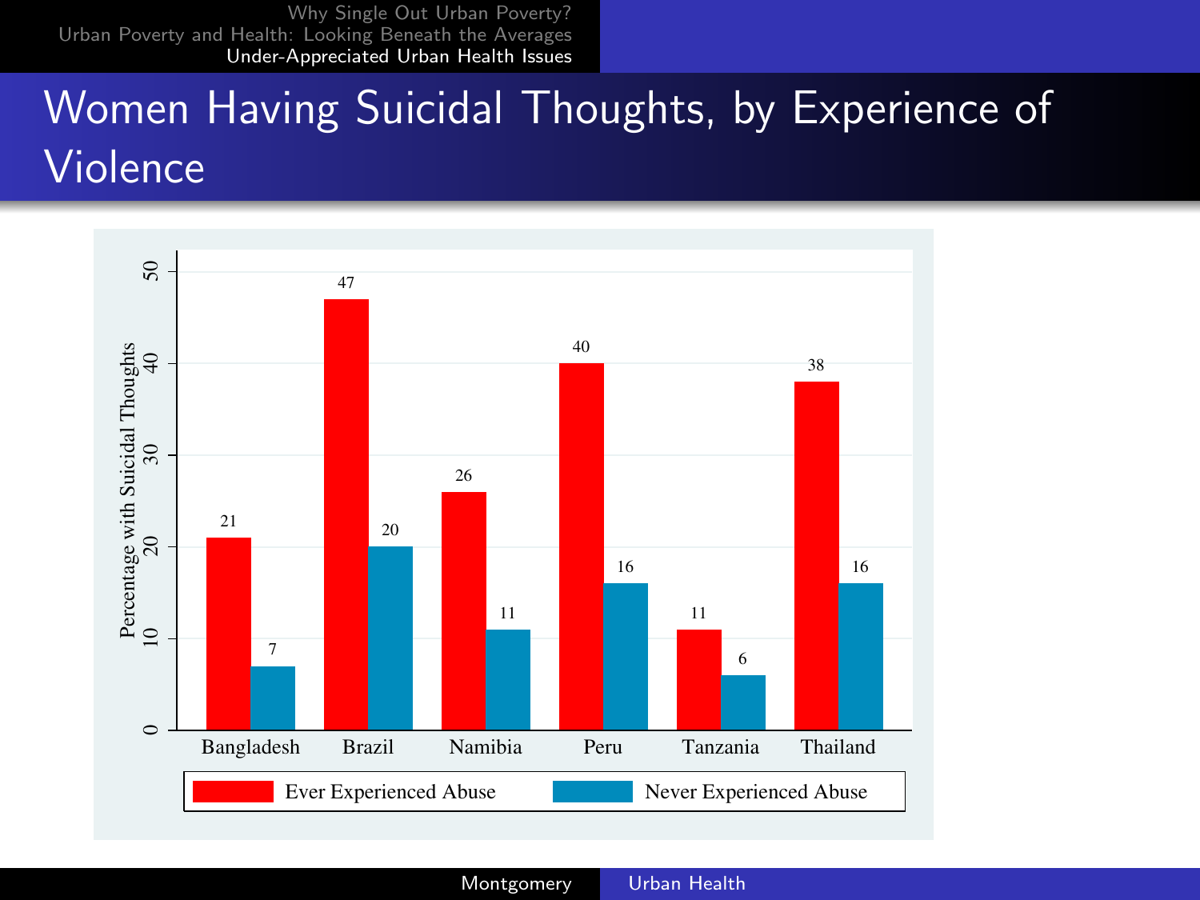# Women Having Suicidal Thoughts, by Experience of Violence

| Country | Ever Experienced Abuse | Never Experienced Abuse |
| --- | --- | --- |
| Bangladesh | 21 | 7 |
| Brazil | 47 | 20 |
| Namibia | 26 | 11 |
| Peru | 40 | 16 |
| Tanzania | 11 | 6 |
| Thailand | 38 | 16 |

Percentage with Suicidal Thoughts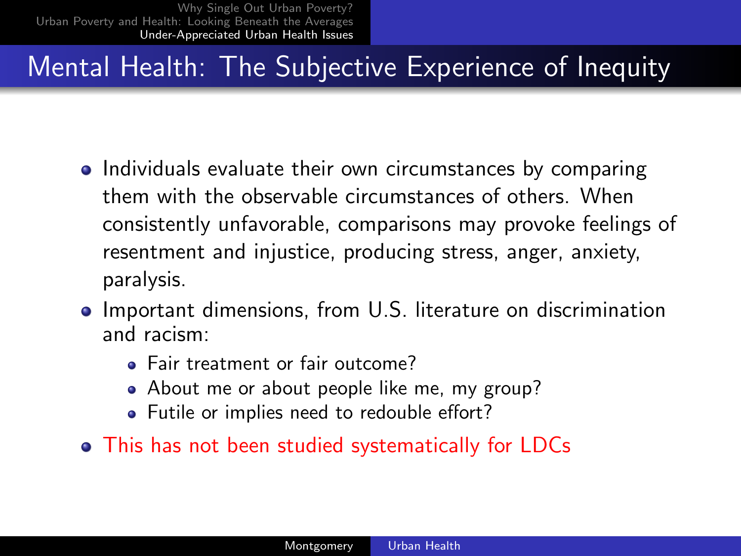# Mental Health: The Subjective Experience of Inequity

- Individuals evaluate their own circumstances by comparing them with the observable circumstances of others. When consistently unfavorable, comparisons may provoke feelings of resentment and injustice, producing stress, anger, anxiety, paralysis.
- Important dimensions, from U.S. literature on discrimination and racism:
  - Fair treatment or fair outcome?
  - About me or about people like me, my group?
  - Futile or implies need to redouble effort?
- This has not been studied systematically for LDCs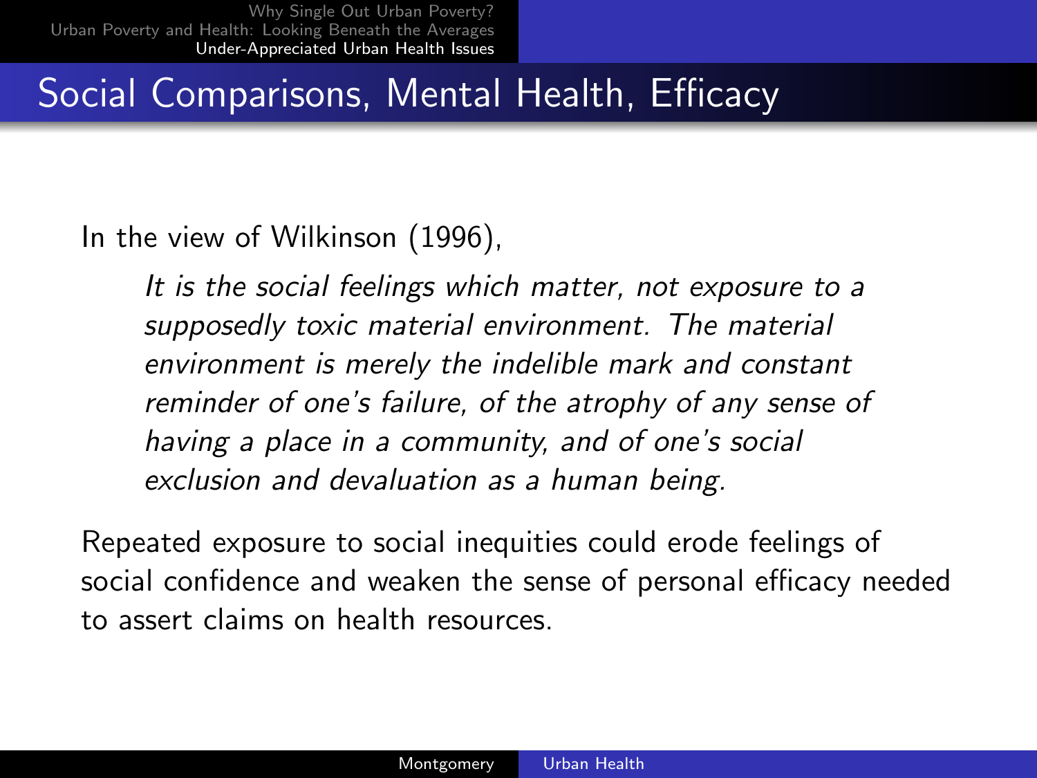## Social Comparisons, Mental Health, Efficacy

In the view of Wilkinson (1996),

> *It is the social feelings which matter, not exposure to a supposedly toxic material environment. The material environment is merely the indelible mark and constant reminder of one's failure, of the atrophy of any sense of having a place in a community, and of one's social exclusion and devaluation as a human being.*

Repeated exposure to social inequities could erode feelings of social confidence and weaken the sense of personal efficacy needed to assert claims on health resources.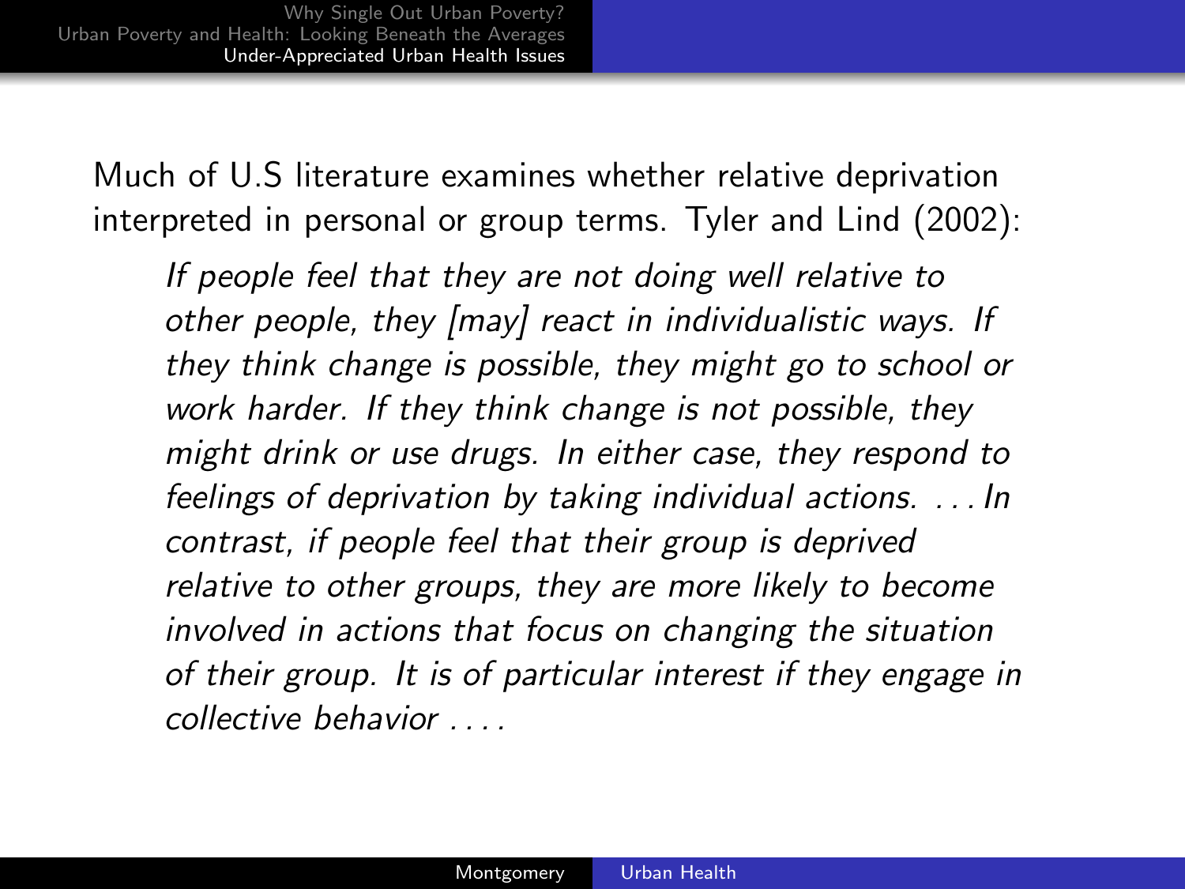Much of U.S literature examines whether relative deprivation interpreted in personal or group terms. Tyler and Lind (2002):

> *If people feel that they are not doing well relative to other people, they [may] react in individualistic ways. If they think change is possible, they might go to school or work harder. If they think change is not possible, they might drink or use drugs. In either case, they respond to feelings of deprivation by taking individual actions. . . . In contrast, if people feel that their group is deprived relative to other groups, they are more likely to become involved in actions that focus on changing the situation of their group. It is of particular interest if they engage in collective behavior . . . .*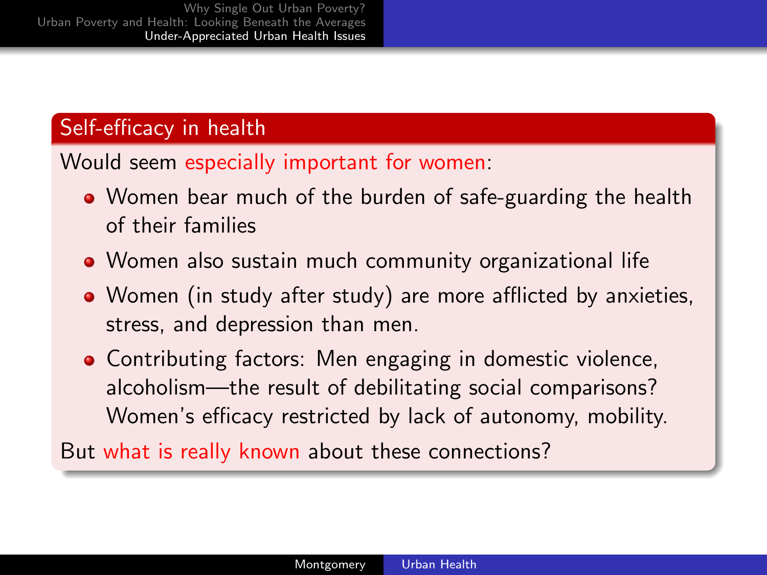## Self-efficacy in health

Would seem especially important for women:

- Women bear much of the burden of safe-guarding the health of their families
- Women also sustain much community organizational life
- Women (in study after study) are more afflicted by anxieties, stress, and depression than men.
- Contributing factors: Men engaging in domestic violence, alcoholism—the result of debilitating social comparisons? Women's efficacy restricted by lack of autonomy, mobility.

But what is really known about these connections?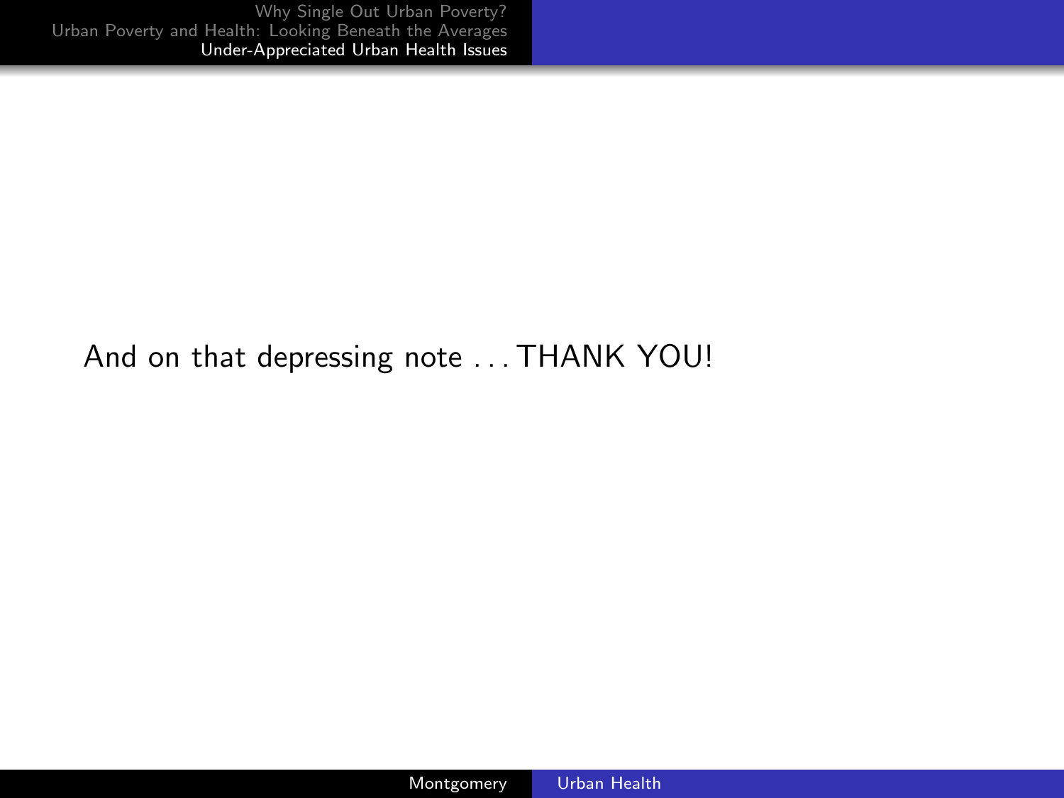And on that depressing note . . . THANK YOU!